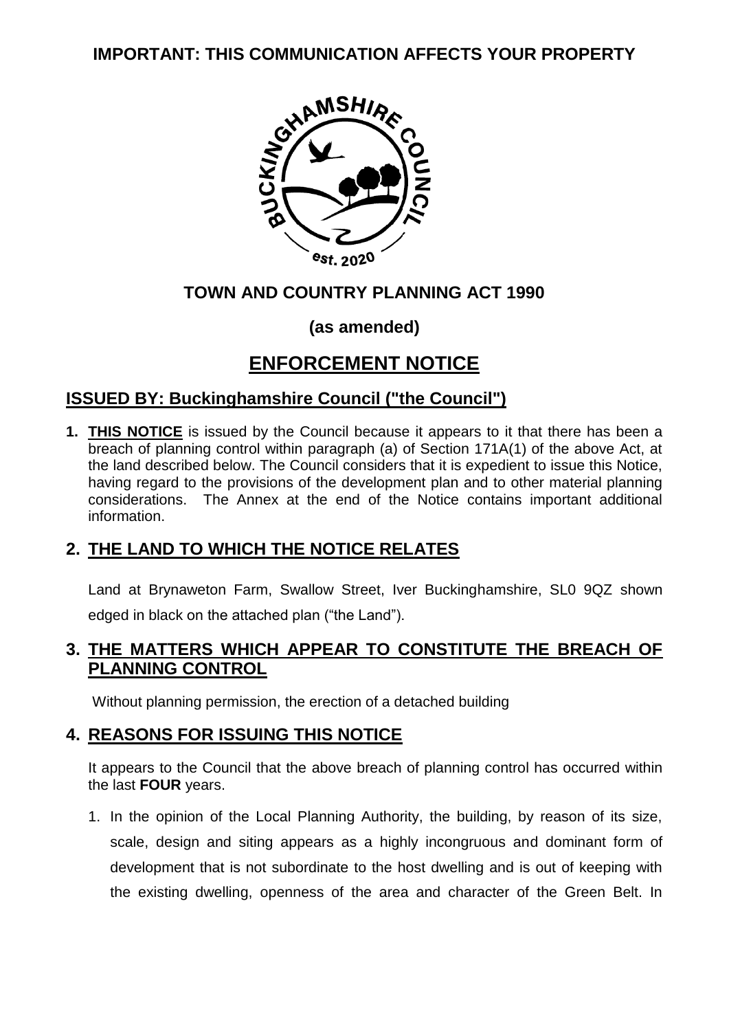**IMPORTANT: THIS COMMUNICATION AFFECTS YOUR PROPERTY**

# TOWN AND COUNTRY PLANNING ACT 1990

## (as amended)

# ENFORCEMENT NOTICE

## ISSUED BY: Buckinghamshire Council ("the Council")

1. **THIS NOTICE** is issued by the Council because it appears to it that there has been a breach of planning control within paragraph (a) of Section 171A(1) of the above Act, at the land described below. The Council considers that it is expedient to issue this Notice, having regard to the provisions of the development plan and to other material planning considerations. The Annex at the end of the Notice contains important additional information.

## 2. THE LAND TO WHICH THE NOTICE RELATES

Land at Brynaweton Farm, Swallow Street, Iver Buckinghamshire, SL0 9QZ shown edged in black on the attached plan ("the Land").

## 3. THE MATTERS WHICH APPEAR TO CONSTITUTE THE BREACH OF PLANNING CONTROL

Without planning permission, the erection of a detached building

## 4. REASONS FOR ISSUING THIS NOTICE

It appears to the Council that the above breach of planning control has occurred within the last **FOUR** years.

1. In the opinion of the Local Planning Authority, the building, by reason of its size, scale, design and siting appears as a highly incongruous and dominant form of development that is not subordinate to the host dwelling and is out of keeping with the existing dwelling, openness of the area and character of the Green Belt. In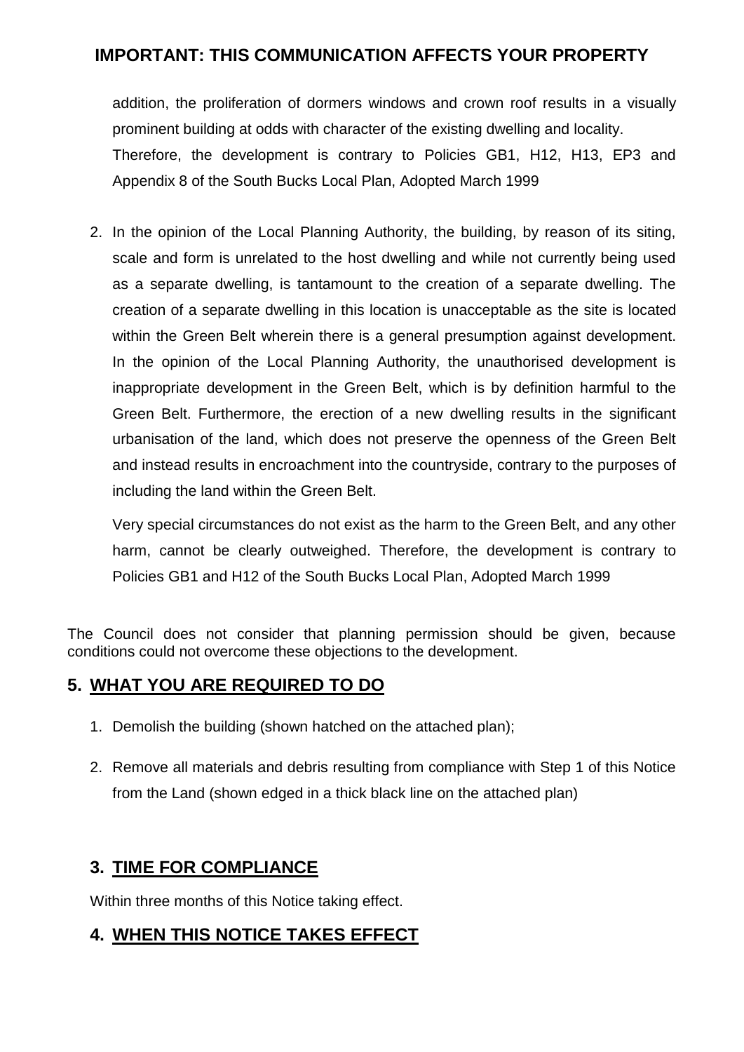addition, the proliferation of dormers windows and crown roof results in a visually prominent building at odds with character of the existing dwelling and locality. Therefore, the development is contrary to Policies GB1, H12, H13, EP3 and Appendix 8 of the South Bucks Local Plan, Adopted March 1999

2. In the opinion of the Local Planning Authority, the building, by reason of its siting, scale and form is unrelated to the host dwelling and while not currently being used as a separate dwelling, is tantamount to the creation of a separate dwelling. The creation of a separate dwelling in this location is unacceptable as the site is located within the Green Belt wherein there is a general presumption against development. In the opinion of the Local Planning Authority, the unauthorised development is inappropriate development in the Green Belt, which is by definition harmful to the Green Belt. Furthermore, the erection of a new dwelling results in the significant urbanisation of the land, which does not preserve the openness of the Green Belt and instead results in encroachment into the countryside, contrary to the purposes of including the land within the Green Belt.

   Very special circumstances do not exist as the harm to the Green Belt, and any other harm, cannot be clearly outweighed. Therefore, the development is contrary to Policies GB1 and H12 of the South Bucks Local Plan, Adopted March 1999

The Council does not consider that planning permission should be given, because conditions could not overcome these objections to the development.

## 5. <u>WHAT YOU ARE REQUIRED TO DO</u>

1. Demolish the building (shown hatched on the attached plan);
2. Remove all materials and debris resulting from compliance with Step 1 of this Notice from the Land (shown edged in a thick black line on the attached plan)

## 3. <u>TIME FOR COMPLIANCE</u>

Within three months of this Notice taking effect.

## 4. <u>WHEN THIS NOTICE TAKES EFFECT</u>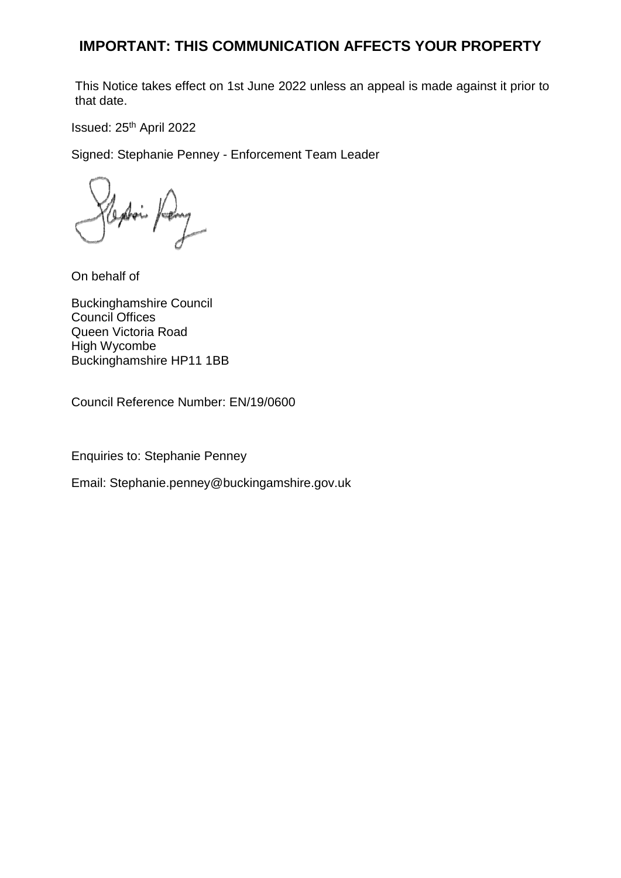## IMPORTANT: THIS COMMUNICATION AFFECTS YOUR PROPERTY

This Notice takes effect on 1st June 2022 unless an appeal is made against it prior to that date.

Issued: 25th April 2022

Signed: Stephanie Penney - Enforcement Team Leader

On behalf of

Buckinghamshire Council
Council Offices
Queen Victoria Road
High Wycombe
Buckinghamshire HP11 1BB

Council Reference Number: EN/19/0600

Enquiries to: Stephanie Penney

Email: Stephanie.penney@buckingamshire.gov.uk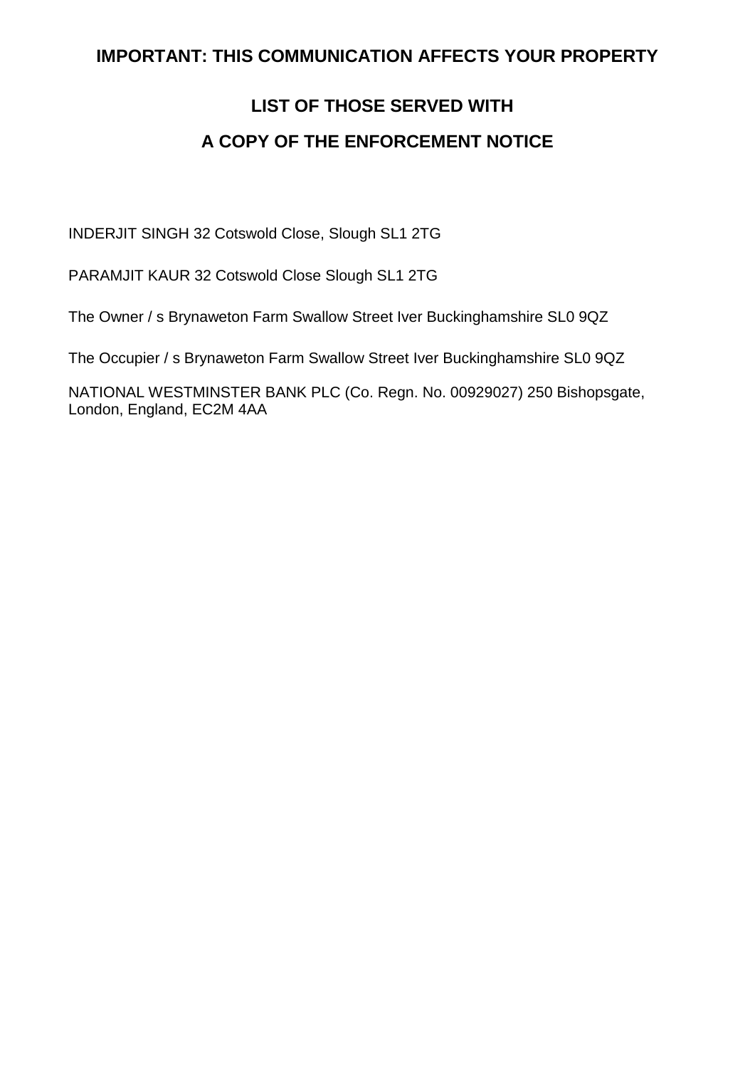**IMPORTANT: THIS COMMUNICATION AFFECTS YOUR PROPERTY**

## LIST OF THOSE SERVED WITH A COPY OF THE ENFORCEMENT NOTICE

INDERJIT SINGH 32 Cotswold Close, Slough SL1 2TG

PARAMJIT KAUR 32 Cotswold Close Slough SL1 2TG

The Owner / s Brynaweton Farm Swallow Street Iver Buckinghamshire SL0 9QZ

The Occupier / s Brynaweton Farm Swallow Street Iver Buckinghamshire SL0 9QZ

NATIONAL WESTMINSTER BANK PLC (Co. Regn. No. 00929027) 250 Bishopsgate, London, England, EC2M 4AA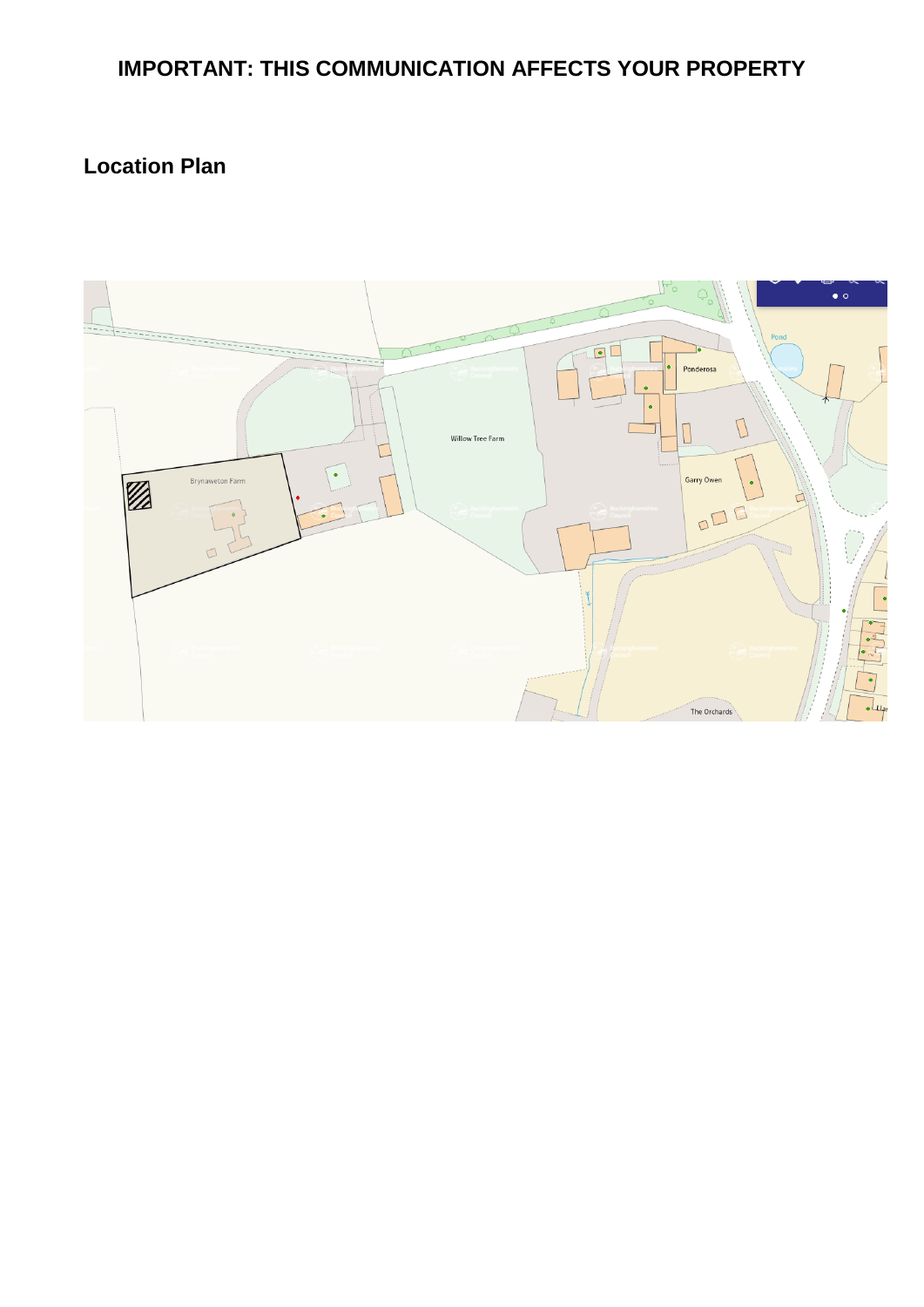## IMPORTANT: THIS COMMUNICATION AFFECTS YOUR PROPERTY

## Location Plan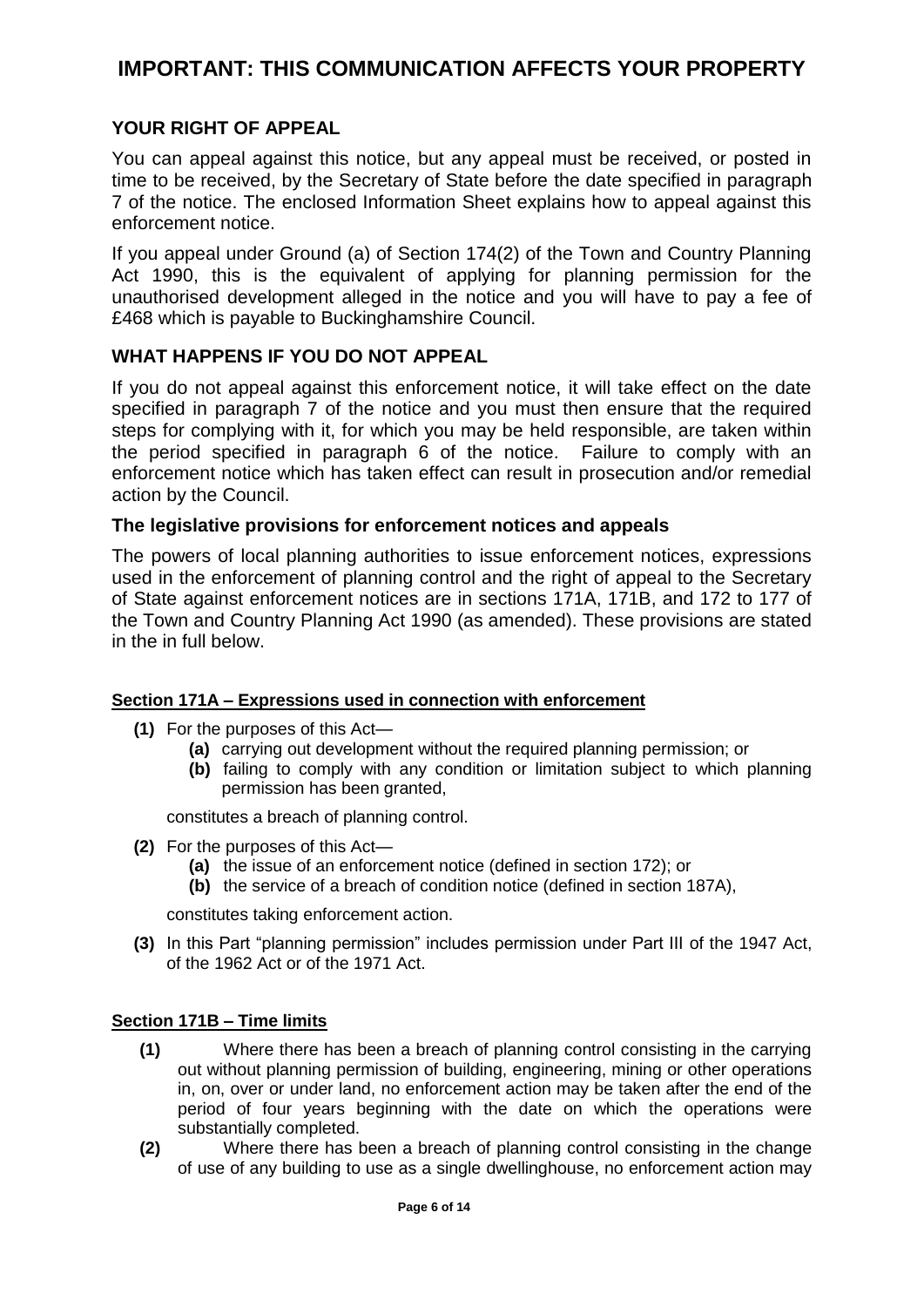# IMPORTANT: THIS COMMUNICATION AFFECTS YOUR PROPERTY

## YOUR RIGHT OF APPEAL

You can appeal against this notice, but any appeal must be received, or posted in time to be received, by the Secretary of State before the date specified in paragraph 7 of the notice. The enclosed Information Sheet explains how to appeal against this enforcement notice.

If you appeal under Ground (a) of Section 174(2) of the Town and Country Planning Act 1990, this is the equivalent of applying for planning permission for the unauthorised development alleged in the notice and you will have to pay a fee of £468 which is payable to Buckinghamshire Council.

## WHAT HAPPENS IF YOU DO NOT APPEAL

If you do not appeal against this enforcement notice, it will take effect on the date specified in paragraph 7 of the notice and you must then ensure that the required steps for complying with it, for which you may be held responsible, are taken within the period specified in paragraph 6 of the notice. Failure to comply with an enforcement notice which has taken effect can result in prosecution and/or remedial action by the Council.

### The legislative provisions for enforcement notices and appeals

The powers of local planning authorities to issue enforcement notices, expressions used in the enforcement of planning control and the right of appeal to the Secretary of State against enforcement notices are in sections 171A, 171B, and 172 to 177 of the Town and Country Planning Act 1990 (as amended). These provisions are stated in the in full below.

**Section 171A – Expressions used in connection with enforcement**

**(1)** For the purposes of this Act—

- **(a)** carrying out development without the required planning permission; or
- **(b)** failing to comply with any condition or limitation subject to which planning permission has been granted,

constitutes a breach of planning control.

**(2)** For the purposes of this Act—

- **(a)** the issue of an enforcement notice (defined in section 172); or
- **(b)** the service of a breach of condition notice (defined in section 187A),

constitutes taking enforcement action.

**(3)** In this Part "planning permission" includes permission under Part III of the 1947 Act, of the 1962 Act or of the 1971 Act.

**Section 171B – Time limits**

**(1)** Where there has been a breach of planning control consisting in the carrying out without planning permission of building, engineering, mining or other operations in, on, over or under land, no enforcement action may be taken after the end of the period of four years beginning with the date on which the operations were substantially completed.

**(2)** Where there has been a breach of planning control consisting in the change of use of any building to use as a single dwellinghouse, no enforcement action may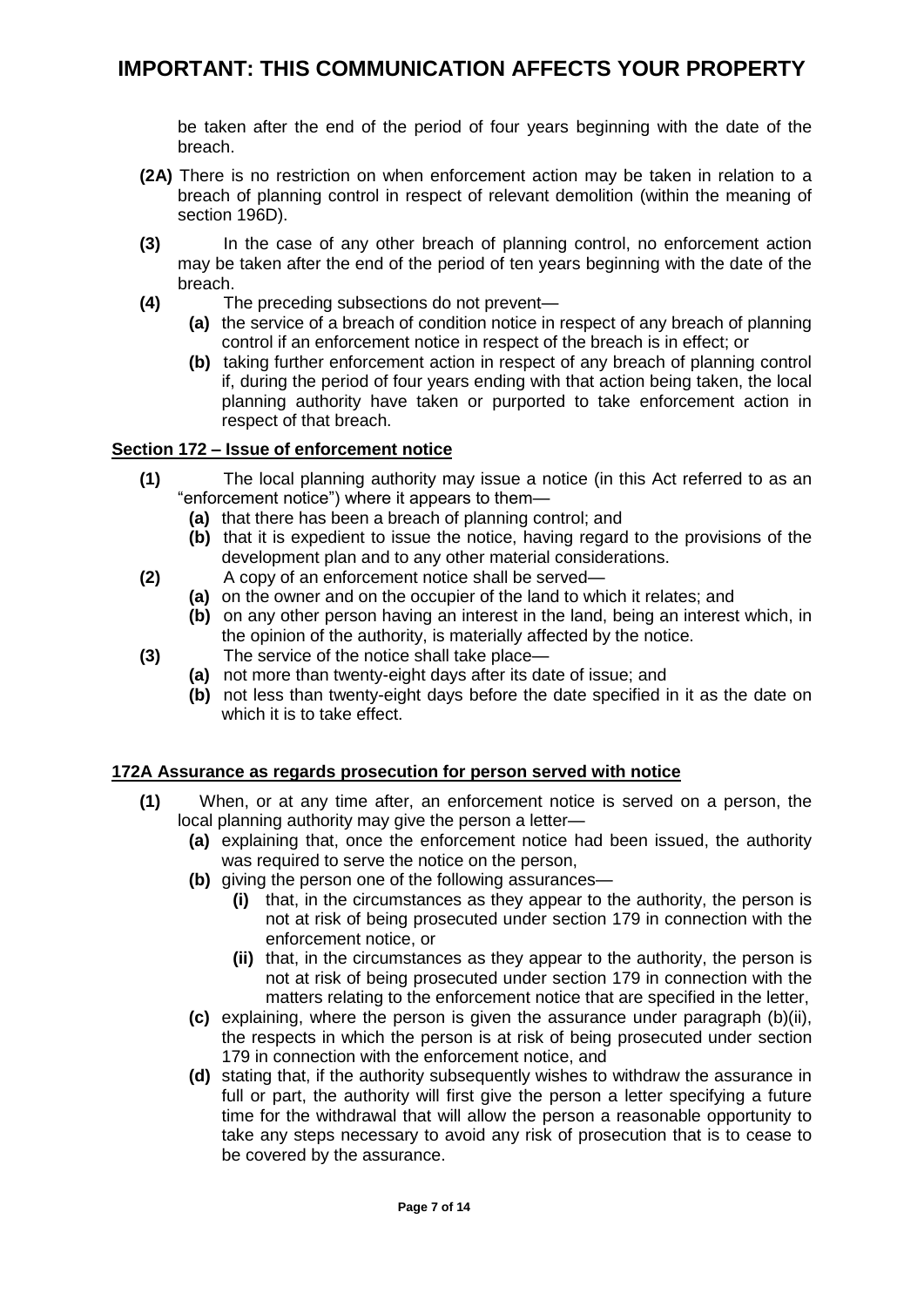be taken after the end of the period of four years beginning with the date of the breach.

**(2A)** There is no restriction on when enforcement action may be taken in relation to a breach of planning control in respect of relevant demolition (within the meaning of section 196D).

**(3)** In the case of any other breach of planning control, no enforcement action may be taken after the end of the period of ten years beginning with the date of the breach.

**(4)** The preceding subsections do not prevent—

- **(a)** the service of a breach of condition notice in respect of any breach of planning control if an enforcement notice in respect of the breach is in effect; or
- **(b)** taking further enforcement action in respect of any breach of planning control if, during the period of four years ending with that action being taken, the local planning authority have taken or purported to take enforcement action in respect of that breach.

## Section 172 – Issue of enforcement notice

**(1)** The local planning authority may issue a notice (in this Act referred to as an "enforcement notice") where it appears to them—

- **(a)** that there has been a breach of planning control; and
- **(b)** that it is expedient to issue the notice, having regard to the provisions of the development plan and to any other material considerations.

**(2)** A copy of an enforcement notice shall be served—

- **(a)** on the owner and on the occupier of the land to which it relates; and
- **(b)** on any other person having an interest in the land, being an interest which, in the opinion of the authority, is materially affected by the notice.

**(3)** The service of the notice shall take place—

- **(a)** not more than twenty-eight days after its date of issue; and
- **(b)** not less than twenty-eight days before the date specified in it as the date on which it is to take effect.

## 172A Assurance as regards prosecution for person served with notice

**(1)** When, or at any time after, an enforcement notice is served on a person, the local planning authority may give the person a letter—

- **(a)** explaining that, once the enforcement notice had been issued, the authority was required to serve the notice on the person,
- **(b)** giving the person one of the following assurances—
  - **(i)** that, in the circumstances as they appear to the authority, the person is not at risk of being prosecuted under section 179 in connection with the enforcement notice, or
  - **(ii)** that, in the circumstances as they appear to the authority, the person is not at risk of being prosecuted under section 179 in connection with the matters relating to the enforcement notice that are specified in the letter,
- **(c)** explaining, where the person is given the assurance under paragraph (b)(ii), the respects in which the person is at risk of being prosecuted under section 179 in connection with the enforcement notice, and
- **(d)** stating that, if the authority subsequently wishes to withdraw the assurance in full or part, the authority will first give the person a letter specifying a future time for the withdrawal that will allow the person a reasonable opportunity to take any steps necessary to avoid any risk of prosecution that is to cease to be covered by the assurance.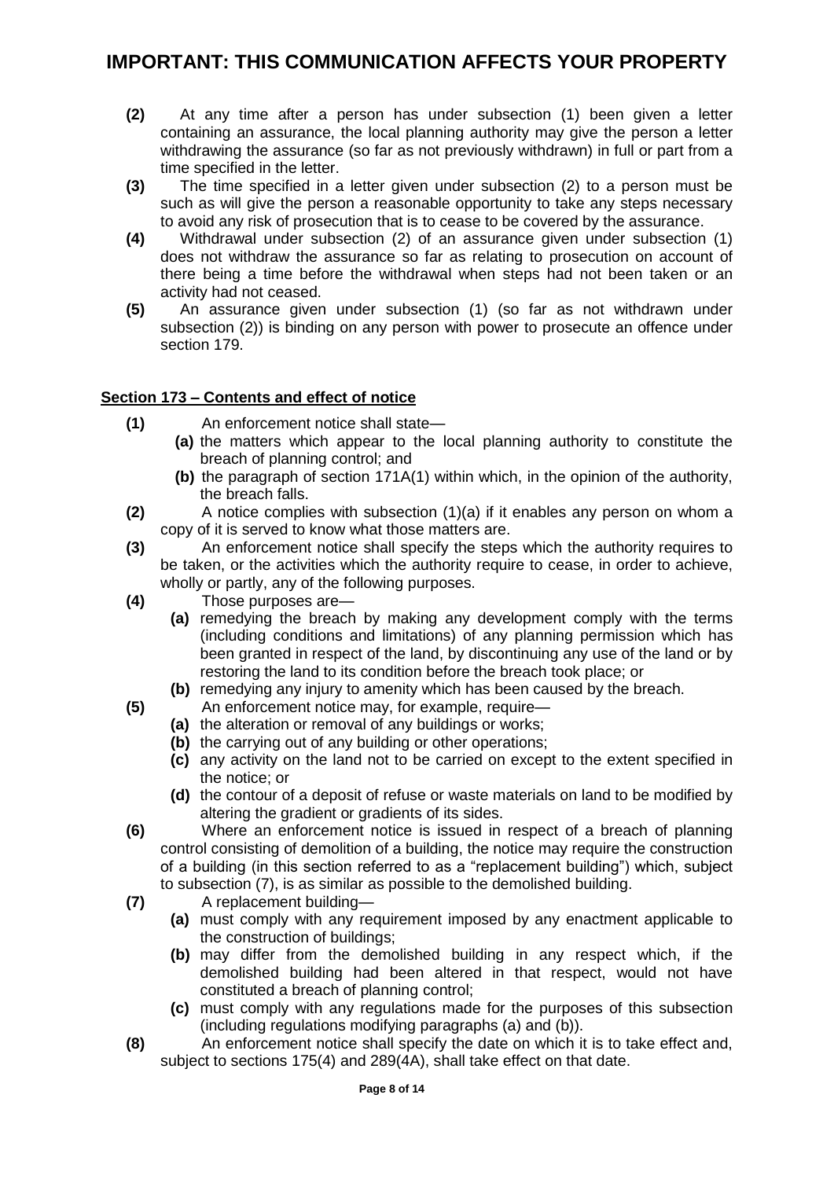**(2)** At any time after a person has under subsection (1) been given a letter containing an assurance, the local planning authority may give the person a letter withdrawing the assurance (so far as not previously withdrawn) in full or part from a time specified in the letter.

**(3)** The time specified in a letter given under subsection (2) to a person must be such as will give the person a reasonable opportunity to take any steps necessary to avoid any risk of prosecution that is to cease to be covered by the assurance.

**(4)** Withdrawal under subsection (2) of an assurance given under subsection (1) does not withdraw the assurance so far as relating to prosecution on account of there being a time before the withdrawal when steps had not been taken or an activity had not ceased.

**(5)** An assurance given under subsection (1) (so far as not withdrawn under subsection (2)) is binding on any person with power to prosecute an offence under section 179.

**Section 173 – Contents and effect of notice**

**(1)** An enforcement notice shall state—

- **(a)** the matters which appear to the local planning authority to constitute the breach of planning control; and
- **(b)** the paragraph of section 171A(1) within which, in the opinion of the authority, the breach falls.

**(2)** A notice complies with subsection (1)(a) if it enables any person on whom a copy of it is served to know what those matters are.

**(3)** An enforcement notice shall specify the steps which the authority requires to be taken, or the activities which the authority require to cease, in order to achieve, wholly or partly, any of the following purposes.

**(4)** Those purposes are—

- **(a)** remedying the breach by making any development comply with the terms (including conditions and limitations) of any planning permission which has been granted in respect of the land, by discontinuing any use of the land or by restoring the land to its condition before the breach took place; or
- **(b)** remedying any injury to amenity which has been caused by the breach.

**(5)** An enforcement notice may, for example, require—

- **(a)** the alteration or removal of any buildings or works;
- **(b)** the carrying out of any building or other operations;
- **(c)** any activity on the land not to be carried on except to the extent specified in the notice; or
- **(d)** the contour of a deposit of refuse or waste materials on land to be modified by altering the gradient or gradients of its sides.

**(6)** Where an enforcement notice is issued in respect of a breach of planning control consisting of demolition of a building, the notice may require the construction of a building (in this section referred to as a "replacement building") which, subject to subsection (7), is as similar as possible to the demolished building.

**(7)** A replacement building—

- **(a)** must comply with any requirement imposed by any enactment applicable to the construction of buildings;
- **(b)** may differ from the demolished building in any respect which, if the demolished building had been altered in that respect, would not have constituted a breach of planning control;
- **(c)** must comply with any regulations made for the purposes of this subsection (including regulations modifying paragraphs (a) and (b)).

**(8)** An enforcement notice shall specify the date on which it is to take effect and, subject to sections 175(4) and 289(4A), shall take effect on that date.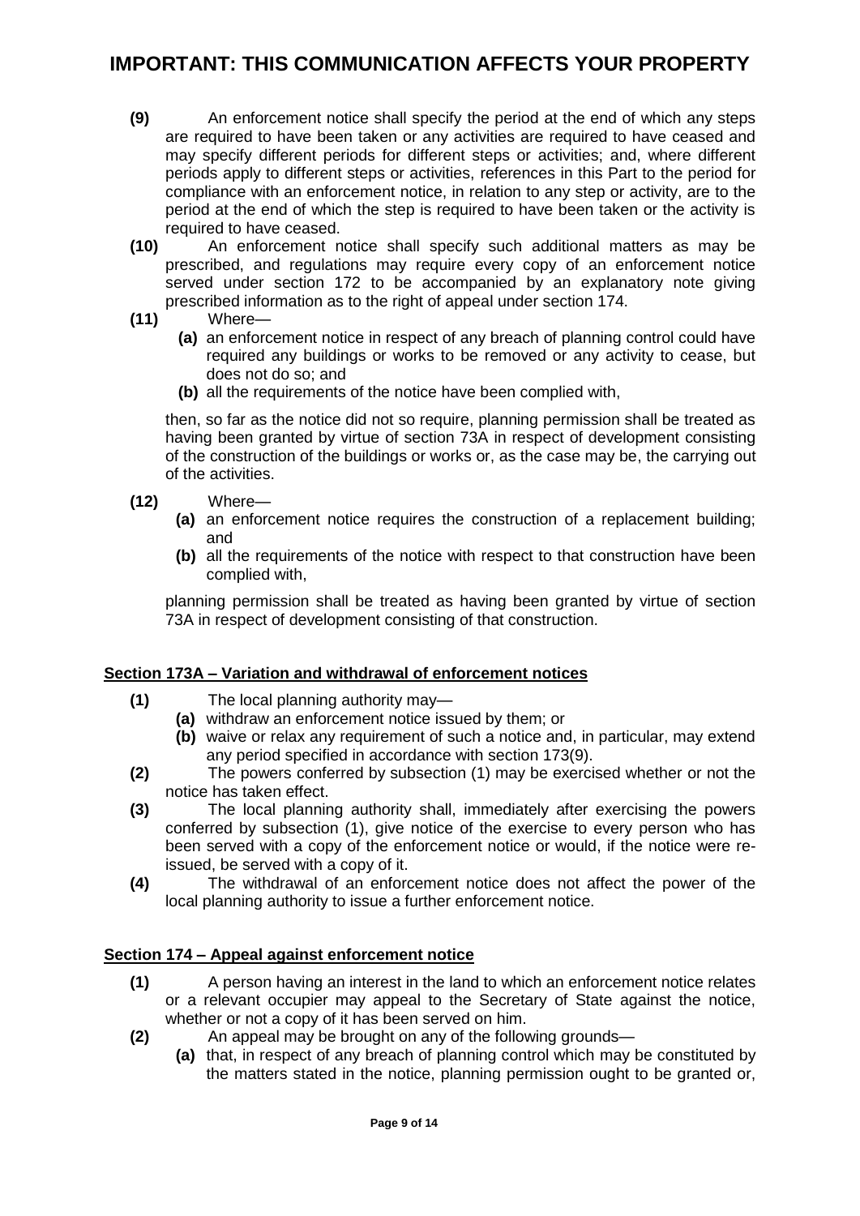**(9)** An enforcement notice shall specify the period at the end of which any steps are required to have been taken or any activities are required to have ceased and may specify different periods for different steps or activities; and, where different periods apply to different steps or activities, references in this Part to the period for compliance with an enforcement notice, in relation to any step or activity, are to the period at the end of which the step is required to have been taken or the activity is required to have ceased.

**(10)** An enforcement notice shall specify such additional matters as may be prescribed, and regulations may require every copy of an enforcement notice served under section 172 to be accompanied by an explanatory note giving prescribed information as to the right of appeal under section 174.

**(11)** Where—

- **(a)** an enforcement notice in respect of any breach of planning control could have required any buildings or works to be removed or any activity to cease, but does not do so; and
- **(b)** all the requirements of the notice have been complied with,

then, so far as the notice did not so require, planning permission shall be treated as having been granted by virtue of section 73A in respect of development consisting of the construction of the buildings or works or, as the case may be, the carrying out of the activities.

**(12)** Where—

- **(a)** an enforcement notice requires the construction of a replacement building; and
- **(b)** all the requirements of the notice with respect to that construction have been complied with,

planning permission shall be treated as having been granted by virtue of section 73A in respect of development consisting of that construction.

## Section 173A – Variation and withdrawal of enforcement notices

**(1)** The local planning authority may—

- **(a)** withdraw an enforcement notice issued by them; or
- **(b)** waive or relax any requirement of such a notice and, in particular, may extend any period specified in accordance with section 173(9).

**(2)** The powers conferred by subsection (1) may be exercised whether or not the notice has taken effect.

**(3)** The local planning authority shall, immediately after exercising the powers conferred by subsection (1), give notice of the exercise to every person who has been served with a copy of the enforcement notice or would, if the notice were re-issued, be served with a copy of it.

**(4)** The withdrawal of an enforcement notice does not affect the power of the local planning authority to issue a further enforcement notice.

## Section 174 – Appeal against enforcement notice

**(1)** A person having an interest in the land to which an enforcement notice relates or a relevant occupier may appeal to the Secretary of State against the notice, whether or not a copy of it has been served on him.

**(2)** An appeal may be brought on any of the following grounds—

- **(a)** that, in respect of any breach of planning control which may be constituted by the matters stated in the notice, planning permission ought to be granted or,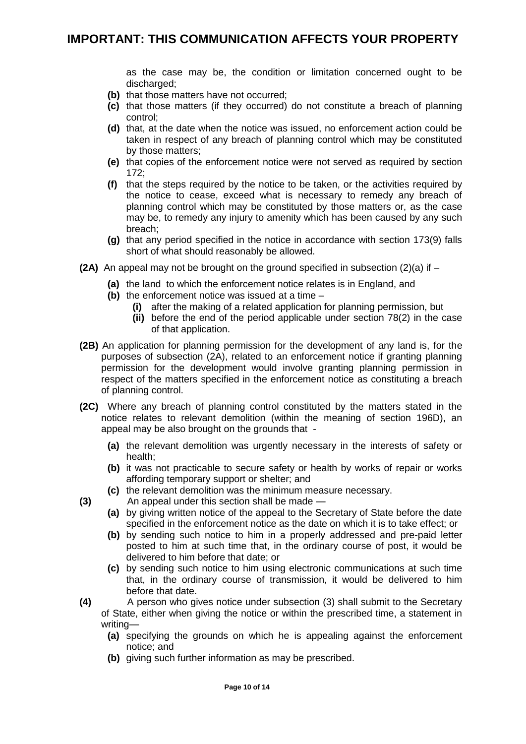as the case may be, the condition or limitation concerned ought to be discharged;

- **(b)** that those matters have not occurred;
- **(c)** that those matters (if they occurred) do not constitute a breach of planning control;
- **(d)** that, at the date when the notice was issued, no enforcement action could be taken in respect of any breach of planning control which may be constituted by those matters;
- **(e)** that copies of the enforcement notice were not served as required by section 172;
- **(f)** that the steps required by the notice to be taken, or the activities required by the notice to cease, exceed what is necessary to remedy any breach of planning control which may be constituted by those matters or, as the case may be, to remedy any injury to amenity which has been caused by any such breach;
- **(g)** that any period specified in the notice in accordance with section 173(9) falls short of what should reasonably be allowed.

**(2A)** An appeal may not be brought on the ground specified in subsection (2)(a) if –

- **(a)** the land to which the enforcement notice relates is in England, and
- **(b)** the enforcement notice was issued at a time –
  - **(i)** after the making of a related application for planning permission, but
  - **(ii)** before the end of the period applicable under section 78(2) in the case of that application.

**(2B)** An application for planning permission for the development of any land is, for the purposes of subsection (2A), related to an enforcement notice if granting planning permission for the development would involve granting planning permission in respect of the matters specified in the enforcement notice as constituting a breach of planning control.

**(2C)** Where any breach of planning control constituted by the matters stated in the notice relates to relevant demolition (within the meaning of section 196D), an appeal may be also brought on the grounds that -

- **(a)** the relevant demolition was urgently necessary in the interests of safety or health;
- **(b)** it was not practicable to secure safety or health by works of repair or works affording temporary support or shelter; and
- **(c)** the relevant demolition was the minimum measure necessary.

**(3)** An appeal under this section shall be made —

- **(a)** by giving written notice of the appeal to the Secretary of State before the date specified in the enforcement notice as the date on which it is to take effect; or
- **(b)** by sending such notice to him in a properly addressed and pre-paid letter posted to him at such time that, in the ordinary course of post, it would be delivered to him before that date; or
- **(c)** by sending such notice to him using electronic communications at such time that, in the ordinary course of transmission, it would be delivered to him before that date.

**(4)** A person who gives notice under subsection (3) shall submit to the Secretary of State, either when giving the notice or within the prescribed time, a statement in writing—

- **(a)** specifying the grounds on which he is appealing against the enforcement notice; and
- **(b)** giving such further information as may be prescribed.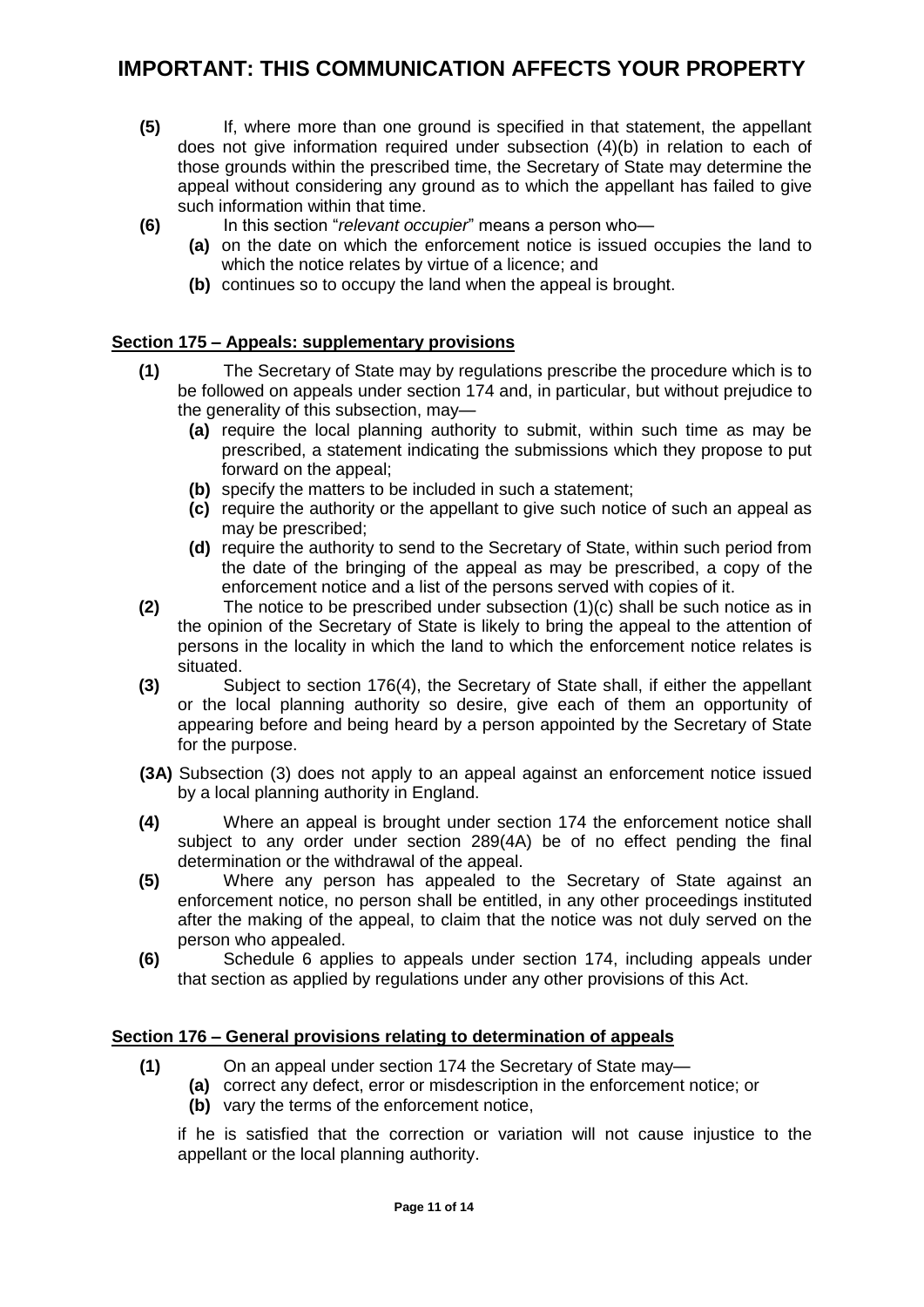**(5)** If, where more than one ground is specified in that statement, the appellant does not give information required under subsection (4)(b) in relation to each of those grounds within the prescribed time, the Secretary of State may determine the appeal without considering any ground as to which the appellant has failed to give such information within that time.

**(6)** In this section "*relevant occupier*" means a person who—

- **(a)** on the date on which the enforcement notice is issued occupies the land to which the notice relates by virtue of a licence; and
- **(b)** continues so to occupy the land when the appeal is brought.

**Section 175 – Appeals: supplementary provisions**

**(1)** The Secretary of State may by regulations prescribe the procedure which is to be followed on appeals under section 174 and, in particular, but without prejudice to the generality of this subsection, may—

- **(a)** require the local planning authority to submit, within such time as may be prescribed, a statement indicating the submissions which they propose to put forward on the appeal;
- **(b)** specify the matters to be included in such a statement;
- **(c)** require the authority or the appellant to give such notice of such an appeal as may be prescribed;
- **(d)** require the authority to send to the Secretary of State, within such period from the date of the bringing of the appeal as may be prescribed, a copy of the enforcement notice and a list of the persons served with copies of it.

**(2)** The notice to be prescribed under subsection (1)(c) shall be such notice as in the opinion of the Secretary of State is likely to bring the appeal to the attention of persons in the locality in which the land to which the enforcement notice relates is situated.

**(3)** Subject to section 176(4), the Secretary of State shall, if either the appellant or the local planning authority so desire, give each of them an opportunity of appearing before and being heard by a person appointed by the Secretary of State for the purpose.

**(3A)** Subsection (3) does not apply to an appeal against an enforcement notice issued by a local planning authority in England.

**(4)** Where an appeal is brought under section 174 the enforcement notice shall subject to any order under section 289(4A) be of no effect pending the final determination or the withdrawal of the appeal.

**(5)** Where any person has appealed to the Secretary of State against an enforcement notice, no person shall be entitled, in any other proceedings instituted after the making of the appeal, to claim that the notice was not duly served on the person who appealed.

**(6)** Schedule 6 applies to appeals under section 174, including appeals under that section as applied by regulations under any other provisions of this Act.

**Section 176 – General provisions relating to determination of appeals**

**(1)** On an appeal under section 174 the Secretary of State may—

- **(a)** correct any defect, error or misdescription in the enforcement notice; or
- **(b)** vary the terms of the enforcement notice,

if he is satisfied that the correction or variation will not cause injustice to the appellant or the local planning authority.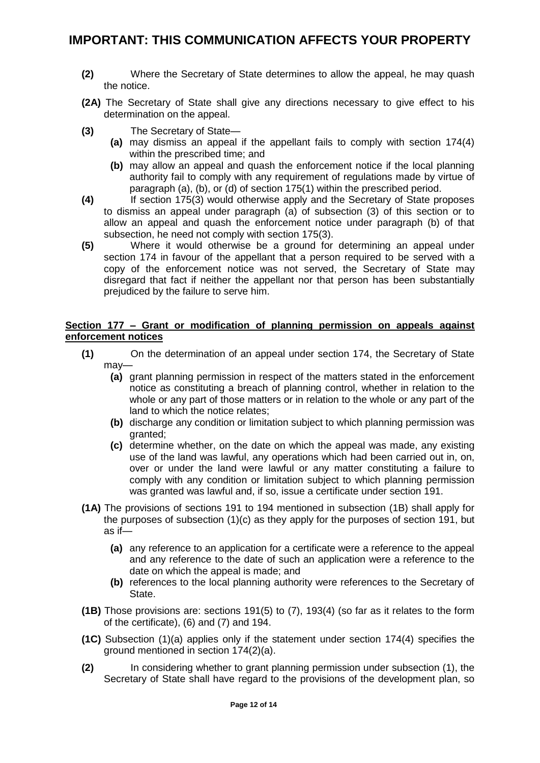**(2)** Where the Secretary of State determines to allow the appeal, he may quash the notice.

**(2A)** The Secretary of State shall give any directions necessary to give effect to his determination on the appeal.

**(3)** The Secretary of State—

- **(a)** may dismiss an appeal if the appellant fails to comply with section 174(4) within the prescribed time; and
- **(b)** may allow an appeal and quash the enforcement notice if the local planning authority fail to comply with any requirement of regulations made by virtue of paragraph (a), (b), or (d) of section 175(1) within the prescribed period.

**(4)** If section 175(3) would otherwise apply and the Secretary of State proposes to dismiss an appeal under paragraph (a) of subsection (3) of this section or to allow an appeal and quash the enforcement notice under paragraph (b) of that subsection, he need not comply with section 175(3).

**(5)** Where it would otherwise be a ground for determining an appeal under section 174 in favour of the appellant that a person required to be served with a copy of the enforcement notice was not served, the Secretary of State may disregard that fact if neither the appellant nor that person has been substantially prejudiced by the failure to serve him.

**Section 177 – Grant or modification of planning permission on appeals against enforcement notices**

**(1)** On the determination of an appeal under section 174, the Secretary of State may—

- **(a)** grant planning permission in respect of the matters stated in the enforcement notice as constituting a breach of planning control, whether in relation to the whole or any part of those matters or in relation to the whole or any part of the land to which the notice relates;
- **(b)** discharge any condition or limitation subject to which planning permission was granted;
- **(c)** determine whether, on the date on which the appeal was made, any existing use of the land was lawful, any operations which had been carried out in, on, over or under the land were lawful or any matter constituting a failure to comply with any condition or limitation subject to which planning permission was granted was lawful and, if so, issue a certificate under section 191.

**(1A)** The provisions of sections 191 to 194 mentioned in subsection (1B) shall apply for the purposes of subsection (1)(c) as they apply for the purposes of section 191, but as if—

- **(a)** any reference to an application for a certificate were a reference to the appeal and any reference to the date of such an application were a reference to the date on which the appeal is made; and
- **(b)** references to the local planning authority were references to the Secretary of State.

**(1B)** Those provisions are: sections 191(5) to (7), 193(4) (so far as it relates to the form of the certificate), (6) and (7) and 194.

**(1C)** Subsection (1)(a) applies only if the statement under section 174(4) specifies the ground mentioned in section 174(2)(a).

**(2)** In considering whether to grant planning permission under subsection (1), the Secretary of State shall have regard to the provisions of the development plan, so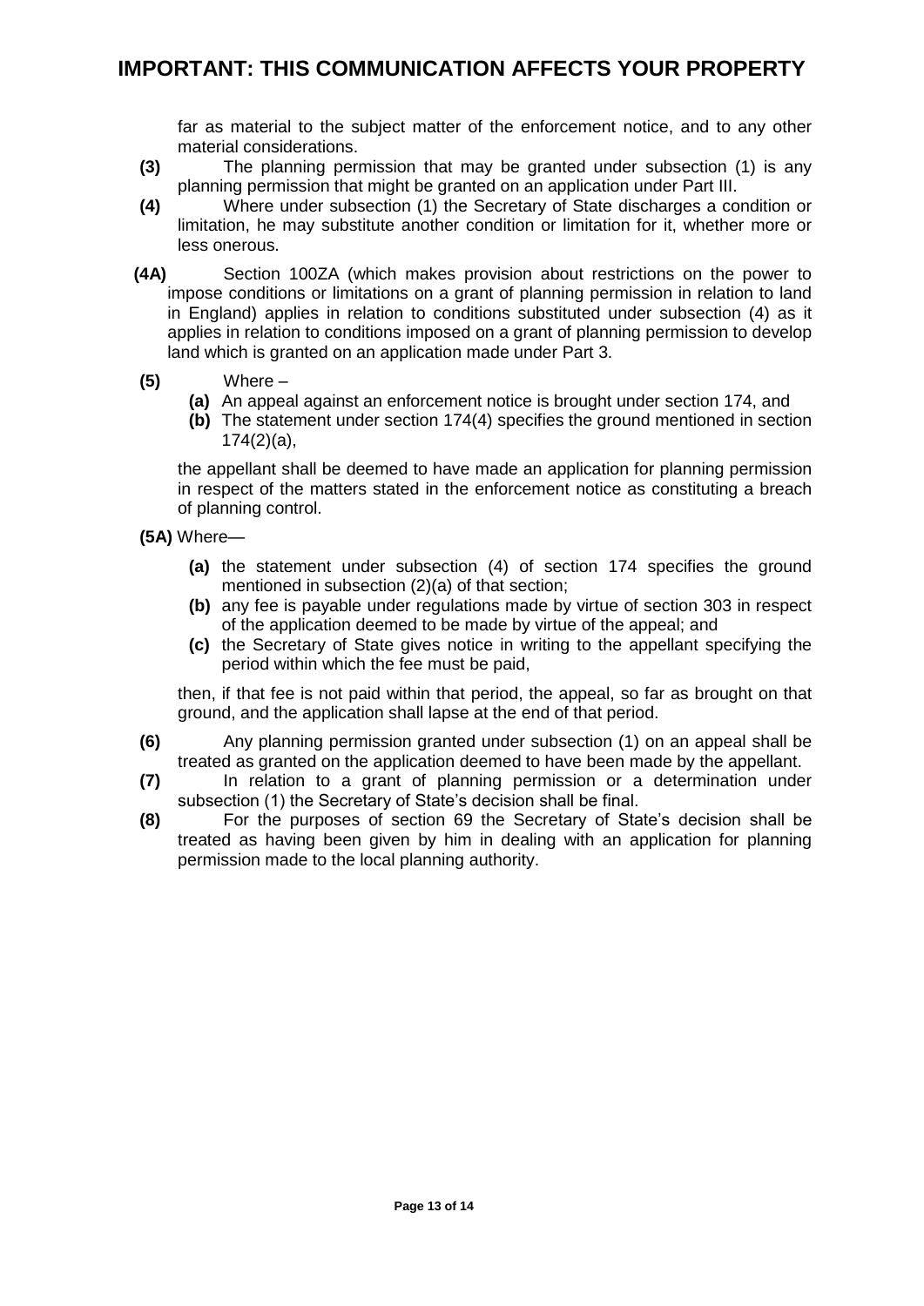far as material to the subject matter of the enforcement notice, and to any other material considerations.

**(3)** The planning permission that may be granted under subsection (1) is any planning permission that might be granted on an application under Part III.

**(4)** Where under subsection (1) the Secretary of State discharges a condition or limitation, he may substitute another condition or limitation for it, whether more or less onerous.

**(4A)** Section 100ZA (which makes provision about restrictions on the power to impose conditions or limitations on a grant of planning permission in relation to land in England) applies in relation to conditions substituted under subsection (4) as it applies in relation to conditions imposed on a grant of planning permission to develop land which is granted on an application made under Part 3.

**(5)** Where –

- **(a)** An appeal against an enforcement notice is brought under section 174, and
- **(b)** The statement under section 174(4) specifies the ground mentioned in section 174(2)(a),

the appellant shall be deemed to have made an application for planning permission in respect of the matters stated in the enforcement notice as constituting a breach of planning control.

**(5A)** Where—

- **(a)** the statement under subsection (4) of section 174 specifies the ground mentioned in subsection (2)(a) of that section;
- **(b)** any fee is payable under regulations made by virtue of section 303 in respect of the application deemed to be made by virtue of the appeal; and
- **(c)** the Secretary of State gives notice in writing to the appellant specifying the period within which the fee must be paid,

then, if that fee is not paid within that period, the appeal, so far as brought on that ground, and the application shall lapse at the end of that period.

**(6)** Any planning permission granted under subsection (1) on an appeal shall be treated as granted on the application deemed to have been made by the appellant.

**(7)** In relation to a grant of planning permission or a determination under subsection (1) the Secretary of State's decision shall be final.

**(8)** For the purposes of section 69 the Secretary of State's decision shall be treated as having been given by him in dealing with an application for planning permission made to the local planning authority.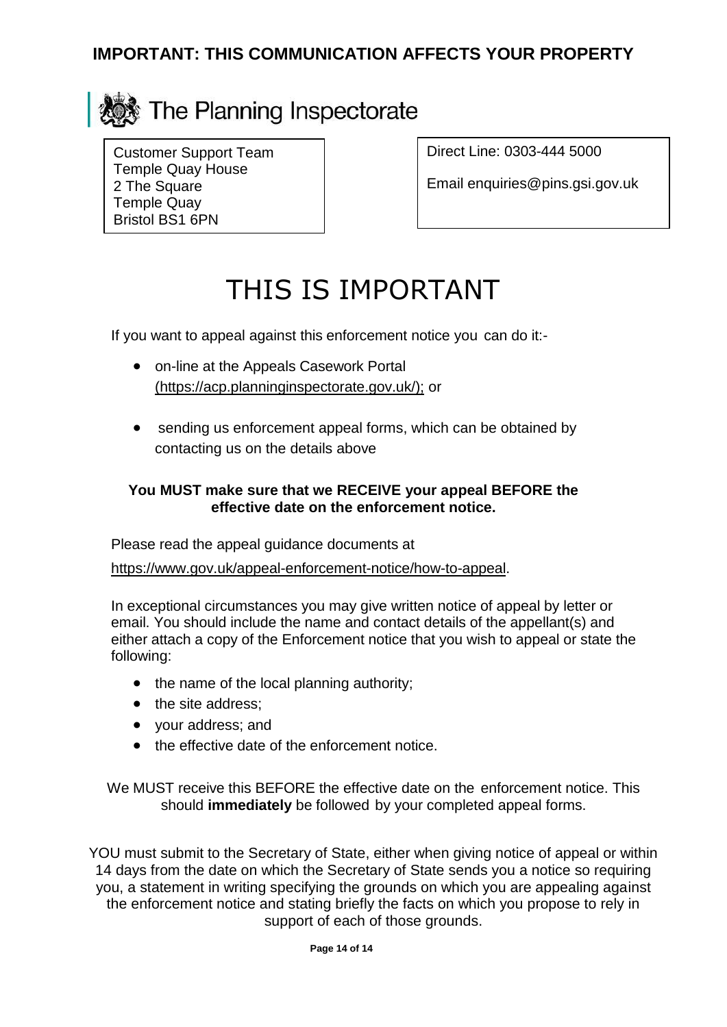**IMPORTANT: THIS COMMUNICATION AFFECTS YOUR PROPERTY**

The Planning Inspectorate

Customer Support Team
Temple Quay House
2 The Square
Temple Quay
Bristol BS1 6PN

Direct Line: 0303-444 5000

Email enquiries@pins.gsi.gov.uk

# THIS IS IMPORTANT

If you want to appeal against this enforcement notice you can do it:-

- on-line at the Appeals Casework Portal (https://acp.planninginspectorate.gov.uk/); or
- sending us enforcement appeal forms, which can be obtained by contacting us on the details above

**You MUST make sure that we RECEIVE your appeal BEFORE the effective date on the enforcement notice.**

Please read the appeal guidance documents at

https://www.gov.uk/appeal-enforcement-notice/how-to-appeal.

In exceptional circumstances you may give written notice of appeal by letter or email. You should include the name and contact details of the appellant(s) and either attach a copy of the Enforcement notice that you wish to appeal or state the following:

- the name of the local planning authority;
- the site address;
- your address; and
- the effective date of the enforcement notice.

We MUST receive this BEFORE the effective date on the enforcement notice. This should **immediately** be followed by your completed appeal forms.

YOU must submit to the Secretary of State, either when giving notice of appeal or within 14 days from the date on which the Secretary of State sends you a notice so requiring you, a statement in writing specifying the grounds on which you are appealing against the enforcement notice and stating briefly the facts on which you propose to rely in support of each of those grounds.